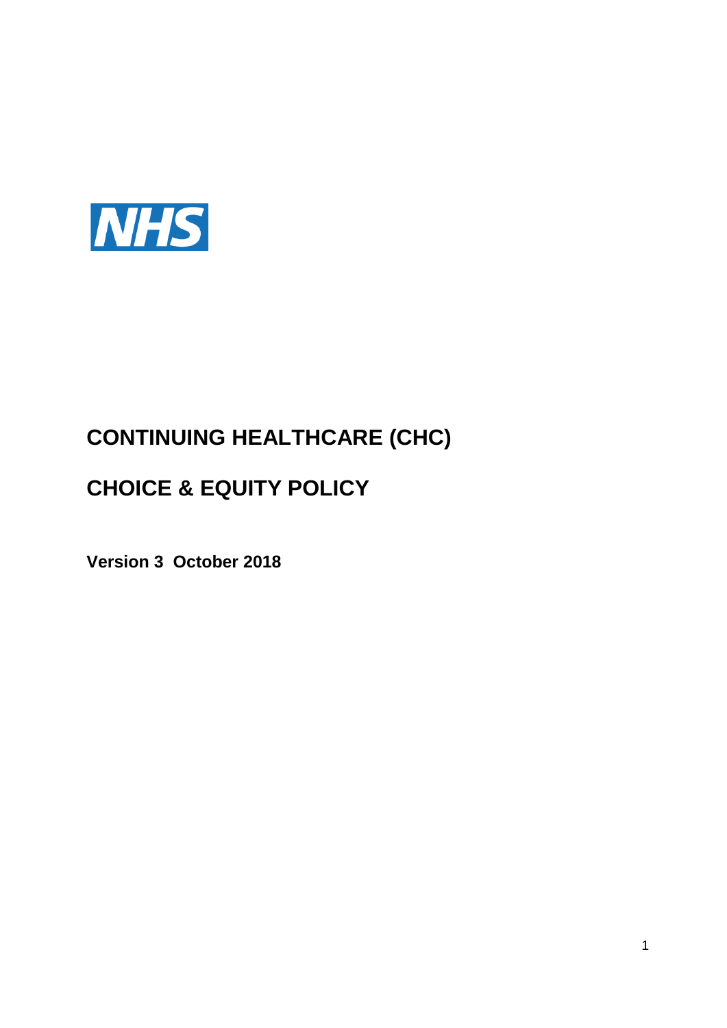NHS

# CONTINUING HEALTHCARE (CHC)

# CHOICE & EQUITY POLICY

**Version 3 October 2018**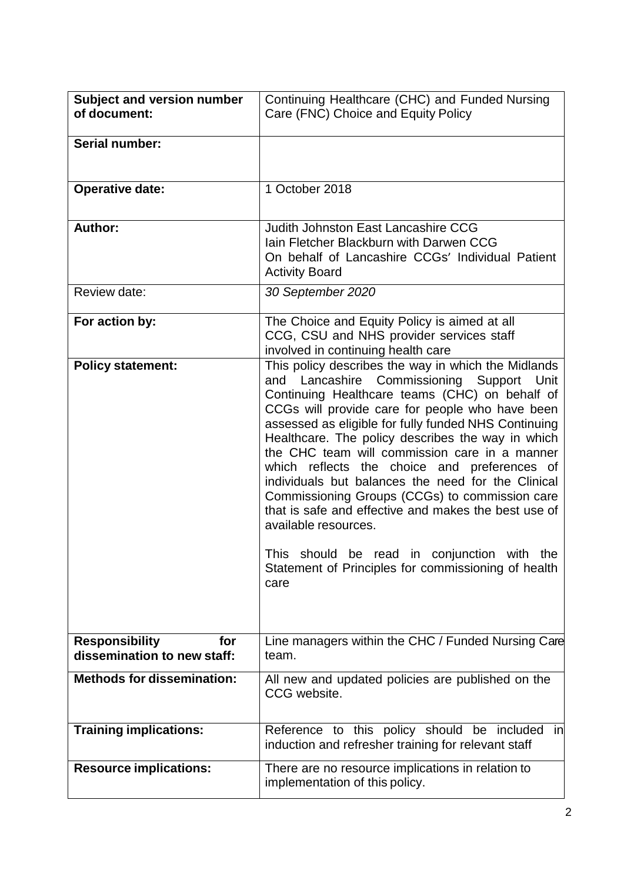| **Subject and version number of document:** | Continuing Healthcare (CHC) and Funded Nursing Care (FNC) Choice and Equity Policy |
|---|---|
| **Serial number:** | |
| **Operative date:** | 1 October 2018 |
| **Author:** | Judith Johnston East Lancashire CCG<br>Iain Fletcher Blackburn with Darwen CCG<br>On behalf of Lancashire CCGs' Individual Patient Activity Board |
| Review date: | *30 September 2020* |
| **For action by:** | The Choice and Equity Policy is aimed at all CCG, CSU and NHS provider services staff involved in continuing health care |
| **Policy statement:** | This policy describes the way in which the Midlands and Lancashire Commissioning Support Unit Continuing Healthcare teams (CHC) on behalf of CCGs will provide care for people who have been assessed as eligible for fully funded NHS Continuing Healthcare. The policy describes the way in which the CHC team will commission care in a manner which reflects the choice and preferences of individuals but balances the need for the Clinical Commissioning Groups (CCGs) to commission care that is safe and effective and makes the best use of available resources.<br><br>This should be read in conjunction with the Statement of Principles for commissioning of health care |
| **Responsibility for dissemination to new staff:** | Line managers within the CHC / Funded Nursing Care team. |
| **Methods for dissemination:** | All new and updated policies are published on the CCG website. |
| **Training implications:** | Reference to this policy should be included in induction and refresher training for relevant staff |
| **Resource implications:** | There are no resource implications in relation to implementation of this policy. |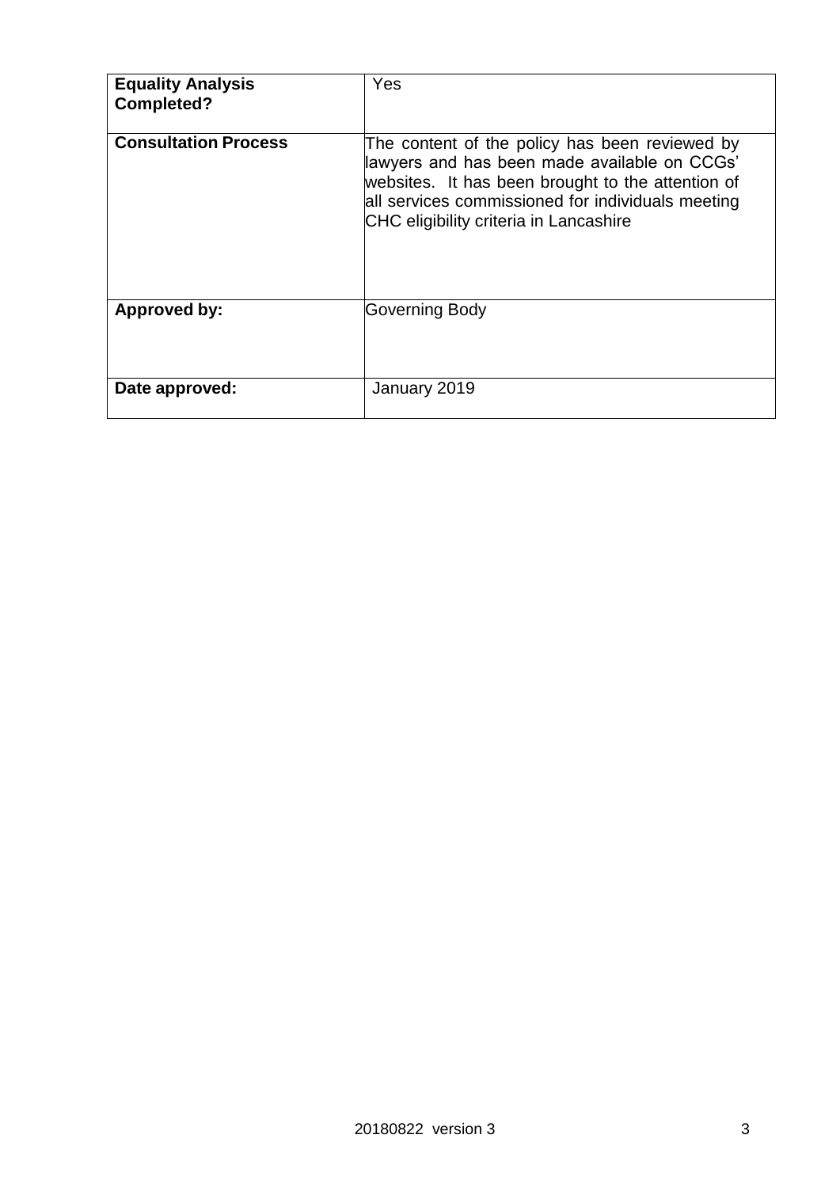| **Equality Analysis Completed?** | Yes |
|---|---|
| **Consultation Process** | The content of the policy has been reviewed by lawyers and has been made available on CCGs' websites. It has been brought to the attention of all services commissioned for individuals meeting CHC eligibility criteria in Lancashire |
| **Approved by:** | Governing Body |
| **Date approved:** | January 2019 |

20180822 version 3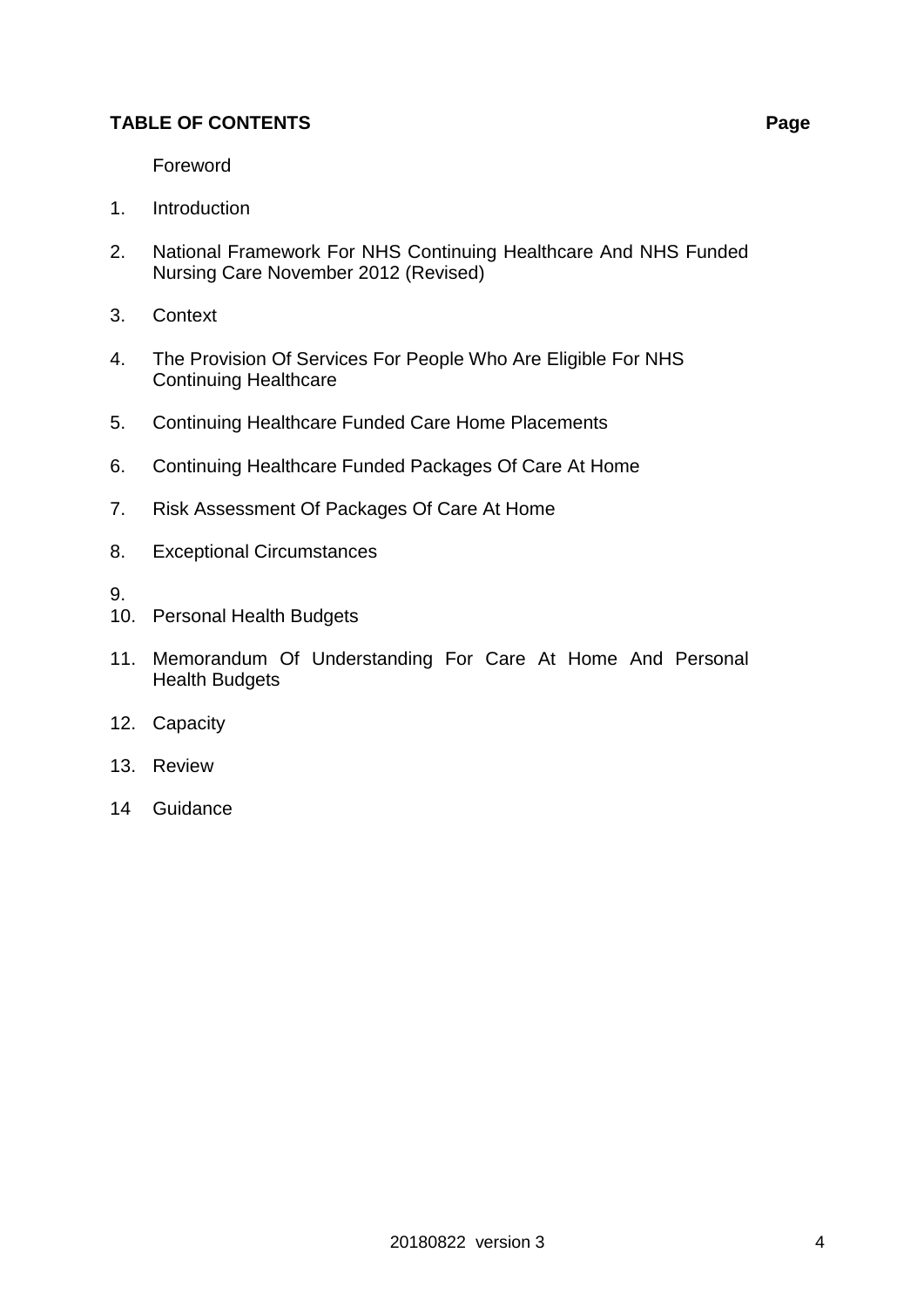## TABLE OF CONTENTS **Page**

Foreword

1. Introduction
2. National Framework For NHS Continuing Healthcare And NHS Funded Nursing Care November 2012 (Revised)
3. Context
4. The Provision Of Services For People Who Are Eligible For NHS Continuing Healthcare
5. Continuing Healthcare Funded Care Home Placements
6. Continuing Healthcare Funded Packages Of Care At Home
7. Risk Assessment Of Packages Of Care At Home
8. Exceptional Circumstances
9. 
10. Personal Health Budgets
11. Memorandum Of Understanding For Care At Home And Personal Health Budgets
12. Capacity
13. Review
14. Guidance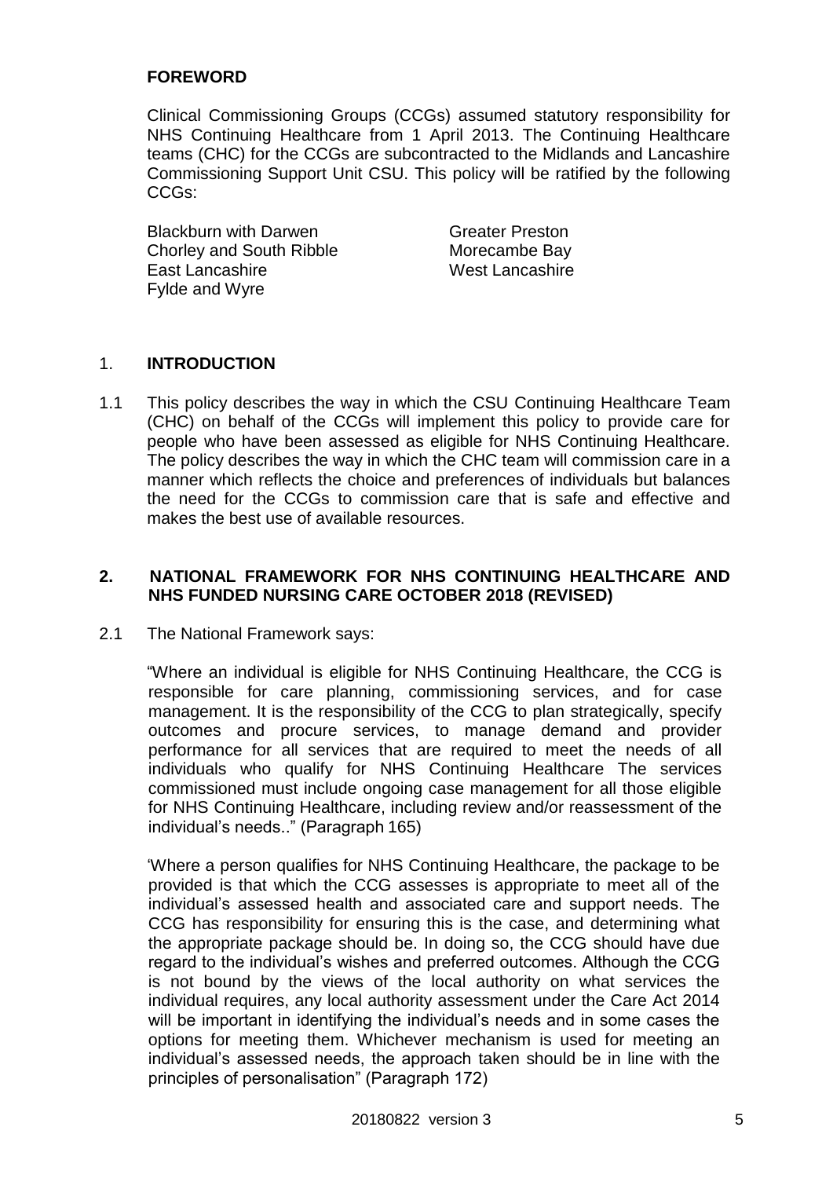## FOREWORD

Clinical Commissioning Groups (CCGs) assumed statutory responsibility for NHS Continuing Healthcare from 1 April 2013. The Continuing Healthcare teams (CHC) for the CCGs are subcontracted to the Midlands and Lancashire Commissioning Support Unit CSU. This policy will be ratified by the following CCGs:

- Blackburn with Darwen
- Chorley and South Ribble
- East Lancashire
- Fylde and Wyre
- Greater Preston
- Morecambe Bay
- West Lancashire

## 1. INTRODUCTION

1.1 This policy describes the way in which the CSU Continuing Healthcare Team (CHC) on behalf of the CCGs will implement this policy to provide care for people who have been assessed as eligible for NHS Continuing Healthcare. The policy describes the way in which the CHC team will commission care in a manner which reflects the choice and preferences of individuals but balances the need for the CCGs to commission care that is safe and effective and makes the best use of available resources.

## 2. NATIONAL FRAMEWORK FOR NHS CONTINUING HEALTHCARE AND NHS FUNDED NURSING CARE OCTOBER 2018 (REVISED)

2.1 The National Framework says:

"Where an individual is eligible for NHS Continuing Healthcare, the CCG is responsible for care planning, commissioning services, and for case management. It is the responsibility of the CCG to plan strategically, specify outcomes and procure services, to manage demand and provider performance for all services that are required to meet the needs of all individuals who qualify for NHS Continuing Healthcare The services commissioned must include ongoing case management for all those eligible for NHS Continuing Healthcare, including review and/or reassessment of the individual's needs.." (Paragraph 165)

'Where a person qualifies for NHS Continuing Healthcare, the package to be provided is that which the CCG assesses is appropriate to meet all of the individual's assessed health and associated care and support needs. The CCG has responsibility for ensuring this is the case, and determining what the appropriate package should be. In doing so, the CCG should have due regard to the individual's wishes and preferred outcomes. Although the CCG is not bound by the views of the local authority on what services the individual requires, any local authority assessment under the Care Act 2014 will be important in identifying the individual's needs and in some cases the options for meeting them. Whichever mechanism is used for meeting an individual's assessed needs, the approach taken should be in line with the principles of personalisation" (Paragraph 172)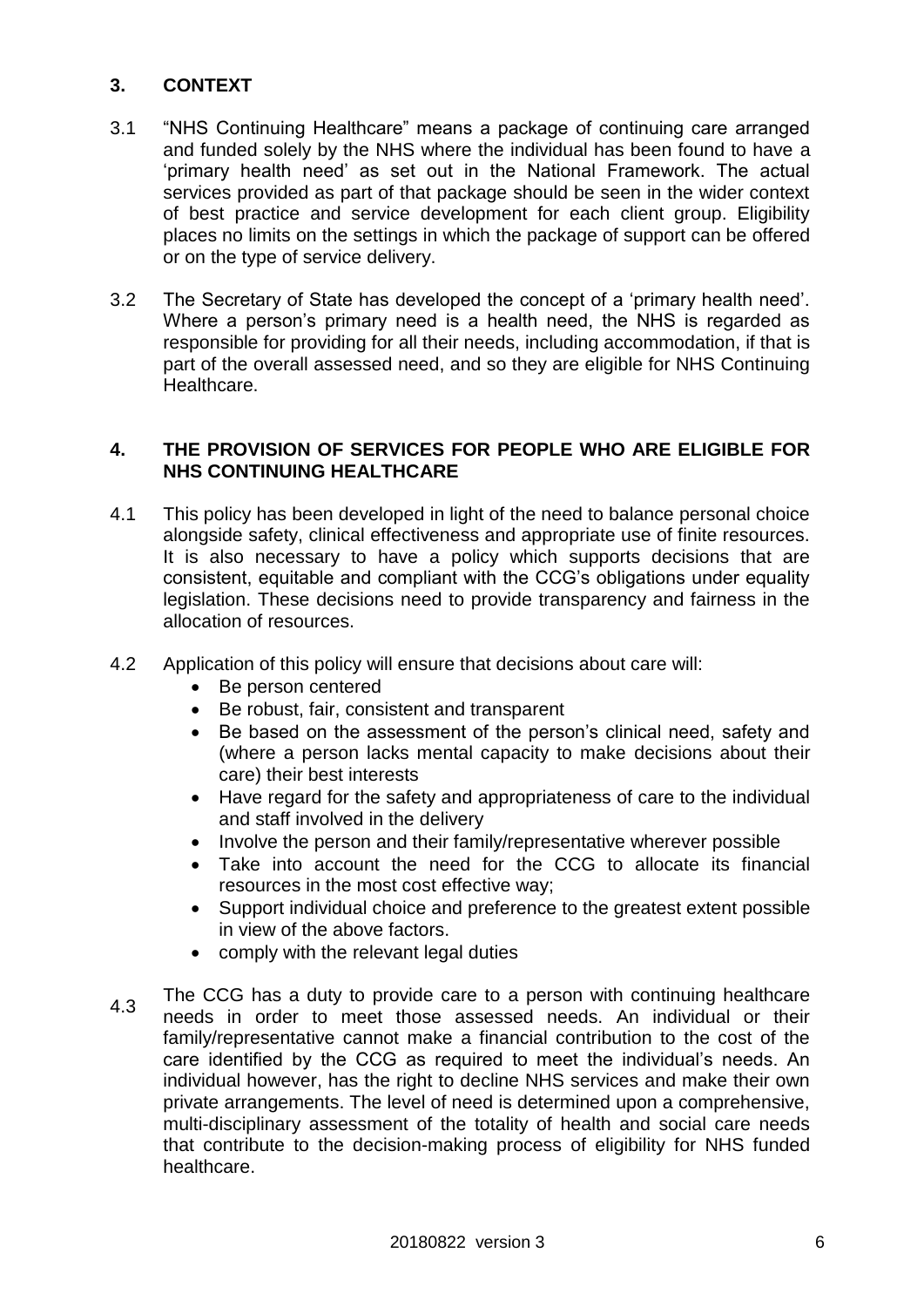## 3. CONTEXT

3.1 "NHS Continuing Healthcare" means a package of continuing care arranged and funded solely by the NHS where the individual has been found to have a 'primary health need' as set out in the National Framework. The actual services provided as part of that package should be seen in the wider context of best practice and service development for each client group. Eligibility places no limits on the settings in which the package of support can be offered or on the type of service delivery.

3.2 The Secretary of State has developed the concept of a 'primary health need'. Where a person's primary need is a health need, the NHS is regarded as responsible for providing for all their needs, including accommodation, if that is part of the overall assessed need, and so they are eligible for NHS Continuing Healthcare.

## 4. THE PROVISION OF SERVICES FOR PEOPLE WHO ARE ELIGIBLE FOR NHS CONTINUING HEALTHCARE

4.1 This policy has been developed in light of the need to balance personal choice alongside safety, clinical effectiveness and appropriate use of finite resources. It is also necessary to have a policy which supports decisions that are consistent, equitable and compliant with the CCG's obligations under equality legislation. These decisions need to provide transparency and fairness in the allocation of resources.

4.2 Application of this policy will ensure that decisions about care will:

- Be person centered
- Be robust, fair, consistent and transparent
- Be based on the assessment of the person's clinical need, safety and (where a person lacks mental capacity to make decisions about their care) their best interests
- Have regard for the safety and appropriateness of care to the individual and staff involved in the delivery
- Involve the person and their family/representative wherever possible
- Take into account the need for the CCG to allocate its financial resources in the most cost effective way;
- Support individual choice and preference to the greatest extent possible in view of the above factors.
- comply with the relevant legal duties

4.3 The CCG has a duty to provide care to a person with continuing healthcare needs in order to meet those assessed needs. An individual or their family/representative cannot make a financial contribution to the cost of the care identified by the CCG as required to meet the individual's needs. An individual however, has the right to decline NHS services and make their own private arrangements. The level of need is determined upon a comprehensive, multi-disciplinary assessment of the totality of health and social care needs that contribute to the decision-making process of eligibility for NHS funded healthcare.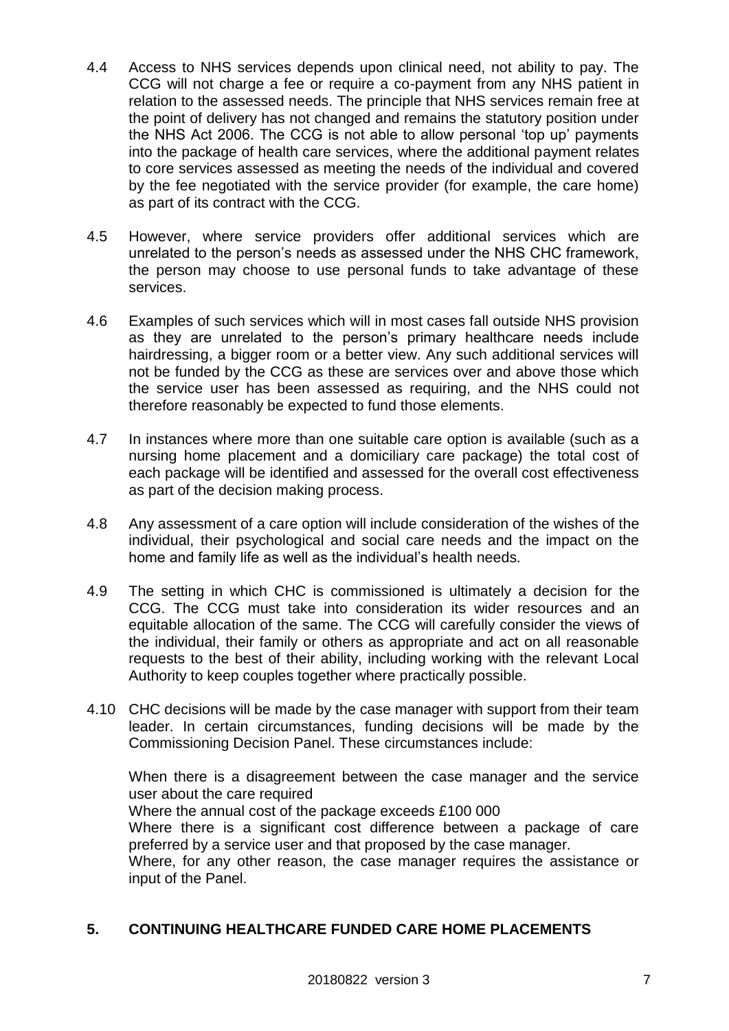4.4 Access to NHS services depends upon clinical need, not ability to pay. The CCG will not charge a fee or require a co-payment from any NHS patient in relation to the assessed needs. The principle that NHS services remain free at the point of delivery has not changed and remains the statutory position under the NHS Act 2006. The CCG is not able to allow personal 'top up' payments into the package of health care services, where the additional payment relates to core services assessed as meeting the needs of the individual and covered by the fee negotiated with the service provider (for example, the care home) as part of its contract with the CCG.

4.5 However, where service providers offer additional services which are unrelated to the person's needs as assessed under the NHS CHC framework, the person may choose to use personal funds to take advantage of these services.

4.6 Examples of such services which will in most cases fall outside NHS provision as they are unrelated to the person's primary healthcare needs include hairdressing, a bigger room or a better view. Any such additional services will not be funded by the CCG as these are services over and above those which the service user has been assessed as requiring, and the NHS could not therefore reasonably be expected to fund those elements.

4.7 In instances where more than one suitable care option is available (such as a nursing home placement and a domiciliary care package) the total cost of each package will be identified and assessed for the overall cost effectiveness as part of the decision making process.

4.8 Any assessment of a care option will include consideration of the wishes of the individual, their psychological and social care needs and the impact on the home and family life as well as the individual's health needs.

4.9 The setting in which CHC is commissioned is ultimately a decision for the CCG. The CCG must take into consideration its wider resources and an equitable allocation of the same. The CCG will carefully consider the views of the individual, their family or others as appropriate and act on all reasonable requests to the best of their ability, including working with the relevant Local Authority to keep couples together where practically possible.

4.10 CHC decisions will be made by the case manager with support from their team leader. In certain circumstances, funding decisions will be made by the Commissioning Decision Panel. These circumstances include:

When there is a disagreement between the case manager and the service user about the care required

Where the annual cost of the package exceeds £100 000

Where there is a significant cost difference between a package of care preferred by a service user and that proposed by the case manager.

Where, for any other reason, the case manager requires the assistance or input of the Panel.

## 5. CONTINUING HEALTHCARE FUNDED CARE HOME PLACEMENTS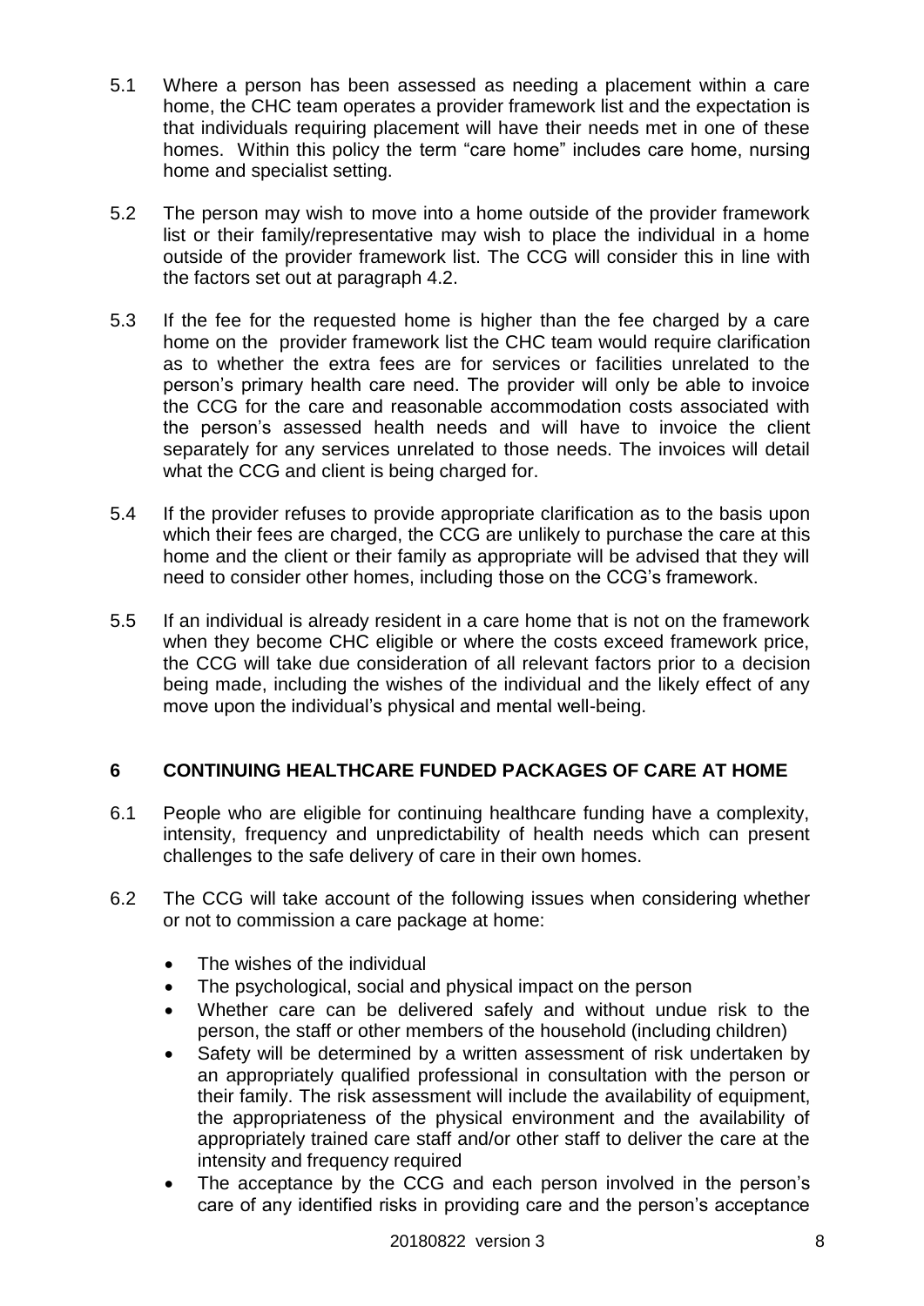5.1 Where a person has been assessed as needing a placement within a care home, the CHC team operates a provider framework list and the expectation is that individuals requiring placement will have their needs met in one of these homes. Within this policy the term "care home" includes care home, nursing home and specialist setting.

5.2 The person may wish to move into a home outside of the provider framework list or their family/representative may wish to place the individual in a home outside of the provider framework list. The CCG will consider this in line with the factors set out at paragraph 4.2.

5.3 If the fee for the requested home is higher than the fee charged by a care home on the provider framework list the CHC team would require clarification as to whether the extra fees are for services or facilities unrelated to the person's primary health care need. The provider will only be able to invoice the CCG for the care and reasonable accommodation costs associated with the person's assessed health needs and will have to invoice the client separately for any services unrelated to those needs. The invoices will detail what the CCG and client is being charged for.

5.4 If the provider refuses to provide appropriate clarification as to the basis upon which their fees are charged, the CCG are unlikely to purchase the care at this home and the client or their family as appropriate will be advised that they will need to consider other homes, including those on the CCG's framework.

5.5 If an individual is already resident in a care home that is not on the framework when they become CHC eligible or where the costs exceed framework price, the CCG will take due consideration of all relevant factors prior to a decision being made, including the wishes of the individual and the likely effect of any move upon the individual's physical and mental well-being.

## 6 CONTINUING HEALTHCARE FUNDED PACKAGES OF CARE AT HOME

6.1 People who are eligible for continuing healthcare funding have a complexity, intensity, frequency and unpredictability of health needs which can present challenges to the safe delivery of care in their own homes.

6.2 The CCG will take account of the following issues when considering whether or not to commission a care package at home:

- The wishes of the individual
- The psychological, social and physical impact on the person
- Whether care can be delivered safely and without undue risk to the person, the staff or other members of the household (including children)
- Safety will be determined by a written assessment of risk undertaken by an appropriately qualified professional in consultation with the person or their family. The risk assessment will include the availability of equipment, the appropriateness of the physical environment and the availability of appropriately trained care staff and/or other staff to deliver the care at the intensity and frequency required
- The acceptance by the CCG and each person involved in the person's care of any identified risks in providing care and the person's acceptance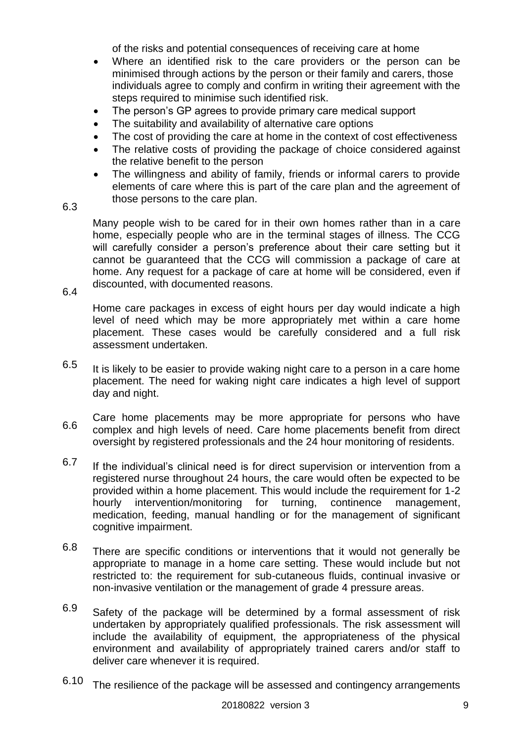of the risks and potential consequences of receiving care at home

- Where an identified risk to the care providers or the person can be minimised through actions by the person or their family and carers, those individuals agree to comply and confirm in writing their agreement with the steps required to minimise such identified risk.
- The person's GP agrees to provide primary care medical support
- The suitability and availability of alternative care options
- The cost of providing the care at home in the context of cost effectiveness
- The relative costs of providing the package of choice considered against the relative benefit to the person
- The willingness and ability of family, friends or informal carers to provide elements of care where this is part of the care plan and the agreement of those persons to the care plan.

6.3 Many people wish to be cared for in their own homes rather than in a care home, especially people who are in the terminal stages of illness. The CCG will carefully consider a person's preference about their care setting but it cannot be guaranteed that the CCG will commission a package of care at home. Any request for a package of care at home will be considered, even if discounted, with documented reasons.

6.4 Home care packages in excess of eight hours per day would indicate a high level of need which may be more appropriately met within a care home placement. These cases would be carefully considered and a full risk assessment undertaken.

6.5 It is likely to be easier to provide waking night care to a person in a care home placement. The need for waking night care indicates a high level of support day and night.

6.6 Care home placements may be more appropriate for persons who have complex and high levels of need. Care home placements benefit from direct oversight by registered professionals and the 24 hour monitoring of residents.

6.7 If the individual's clinical need is for direct supervision or intervention from a registered nurse throughout 24 hours, the care would often be expected to be provided within a home placement. This would include the requirement for 1-2 hourly intervention/monitoring for turning, continence management, medication, feeding, manual handling or for the management of significant cognitive impairment.

6.8 There are specific conditions or interventions that it would not generally be appropriate to manage in a home care setting. These would include but not restricted to: the requirement for sub-cutaneous fluids, continual invasive or non-invasive ventilation or the management of grade 4 pressure areas.

6.9 Safety of the package will be determined by a formal assessment of risk undertaken by appropriately qualified professionals. The risk assessment will include the availability of equipment, the appropriateness of the physical environment and availability of appropriately trained carers and/or staff to deliver care whenever it is required.

6.10 The resilience of the package will be assessed and contingency arrangements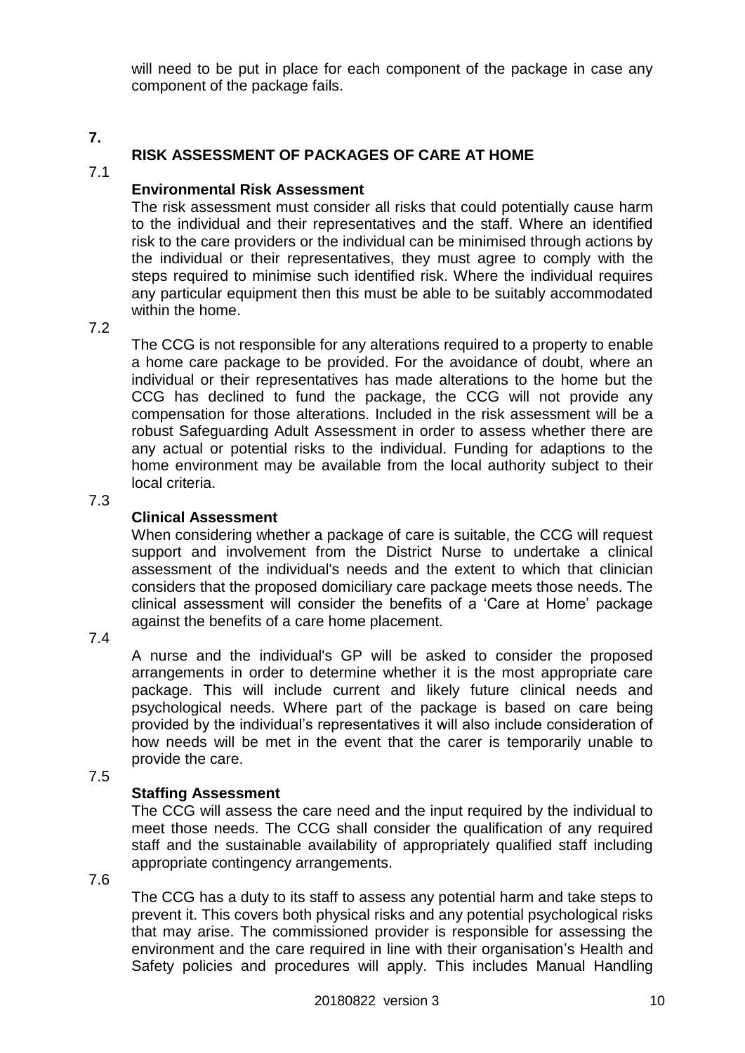will need to be put in place for each component of the package in case any component of the package fails.

## 7. RISK ASSESSMENT OF PACKAGES OF CARE AT HOME

### 7.1 Environmental Risk Assessment

The risk assessment must consider all risks that could potentially cause harm to the individual and their representatives and the staff. Where an identified risk to the care providers or the individual can be minimised through actions by the individual or their representatives, they must agree to comply with the steps required to minimise such identified risk. Where the individual requires any particular equipment then this must be able to be suitably accommodated within the home.

7.2

The CCG is not responsible for any alterations required to a property to enable a home care package to be provided. For the avoidance of doubt, where an individual or their representatives has made alterations to the home but the CCG has declined to fund the package, the CCG will not provide any compensation for those alterations. Included in the risk assessment will be a robust Safeguarding Adult Assessment in order to assess whether there are any actual or potential risks to the individual. Funding for adaptions to the home environment may be available from the local authority subject to their local criteria.

### 7.3 Clinical Assessment

When considering whether a package of care is suitable, the CCG will request support and involvement from the District Nurse to undertake a clinical assessment of the individual's needs and the extent to which that clinician considers that the proposed domiciliary care package meets those needs. The clinical assessment will consider the benefits of a 'Care at Home' package against the benefits of a care home placement.

7.4

A nurse and the individual's GP will be asked to consider the proposed arrangements in order to determine whether it is the most appropriate care package. This will include current and likely future clinical needs and psychological needs. Where part of the package is based on care being provided by the individual's representatives it will also include consideration of how needs will be met in the event that the carer is temporarily unable to provide the care.

### 7.5 Staffing Assessment

The CCG will assess the care need and the input required by the individual to meet those needs. The CCG shall consider the qualification of any required staff and the sustainable availability of appropriately qualified staff including appropriate contingency arrangements.

7.6

The CCG has a duty to its staff to assess any potential harm and take steps to prevent it. This covers both physical risks and any potential psychological risks that may arise. The commissioned provider is responsible for assessing the environment and the care required in line with their organisation's Health and Safety policies and procedures will apply. This includes Manual Handling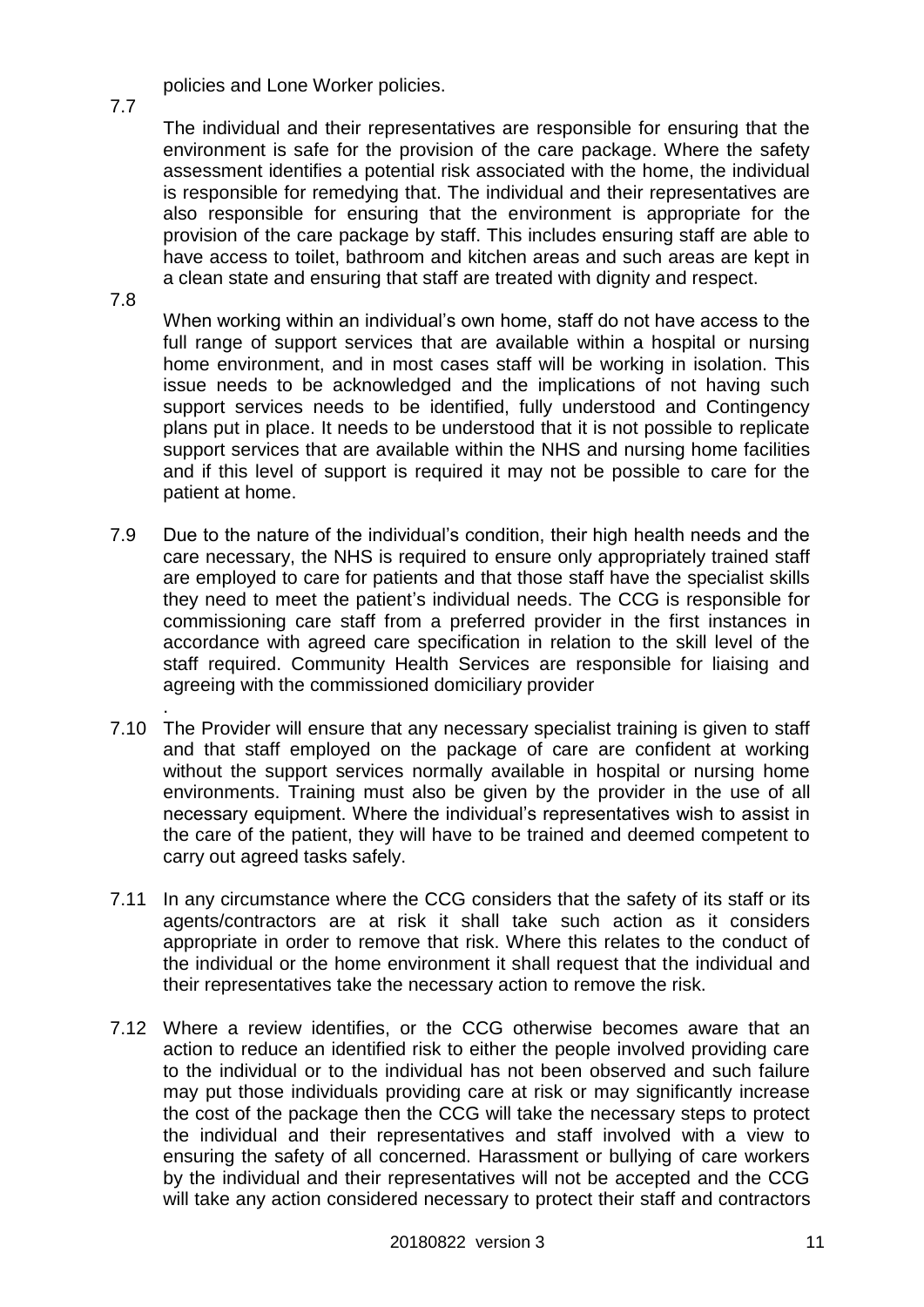policies and Lone Worker policies.

7.7 The individual and their representatives are responsible for ensuring that the environment is safe for the provision of the care package. Where the safety assessment identifies a potential risk associated with the home, the individual is responsible for remedying that. The individual and their representatives are also responsible for ensuring that the environment is appropriate for the provision of the care package by staff. This includes ensuring staff are able to have access to toilet, bathroom and kitchen areas and such areas are kept in a clean state and ensuring that staff are treated with dignity and respect.

7.8 When working within an individual's own home, staff do not have access to the full range of support services that are available within a hospital or nursing home environment, and in most cases staff will be working in isolation. This issue needs to be acknowledged and the implications of not having such support services needs to be identified, fully understood and Contingency plans put in place. It needs to be understood that it is not possible to replicate support services that are available within the NHS and nursing home facilities and if this level of support is required it may not be possible to care for the patient at home.

7.9 Due to the nature of the individual's condition, their high health needs and the care necessary, the NHS is required to ensure only appropriately trained staff are employed to care for patients and that those staff have the specialist skills they need to meet the patient's individual needs. The CCG is responsible for commissioning care staff from a preferred provider in the first instances in accordance with agreed care specification in relation to the skill level of the staff required. Community Health Services are responsible for liaising and agreeing with the commissioned domiciliary provider

.

7.10 The Provider will ensure that any necessary specialist training is given to staff and that staff employed on the package of care are confident at working without the support services normally available in hospital or nursing home environments. Training must also be given by the provider in the use of all necessary equipment. Where the individual's representatives wish to assist in the care of the patient, they will have to be trained and deemed competent to carry out agreed tasks safely.

7.11 In any circumstance where the CCG considers that the safety of its staff or its agents/contractors are at risk it shall take such action as it considers appropriate in order to remove that risk. Where this relates to the conduct of the individual or the home environment it shall request that the individual and their representatives take the necessary action to remove the risk.

7.12 Where a review identifies, or the CCG otherwise becomes aware that an action to reduce an identified risk to either the people involved providing care to the individual or to the individual has not been observed and such failure may put those individuals providing care at risk or may significantly increase the cost of the package then the CCG will take the necessary steps to protect the individual and their representatives and staff involved with a view to ensuring the safety of all concerned. Harassment or bullying of care workers by the individual and their representatives will not be accepted and the CCG will take any action considered necessary to protect their staff and contractors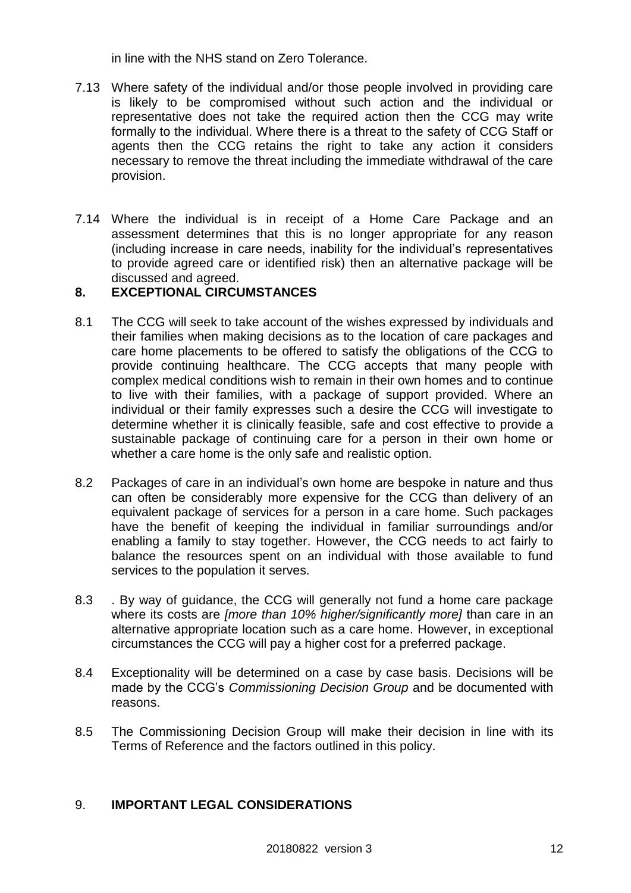in line with the NHS stand on Zero Tolerance.

7.13 Where safety of the individual and/or those people involved in providing care is likely to be compromised without such action and the individual or representative does not take the required action then the CCG may write formally to the individual. Where there is a threat to the safety of CCG Staff or agents then the CCG retains the right to take any action it considers necessary to remove the threat including the immediate withdrawal of the care provision.

7.14 Where the individual is in receipt of a Home Care Package and an assessment determines that this is no longer appropriate for any reason (including increase in care needs, inability for the individual's representatives to provide agreed care or identified risk) then an alternative package will be discussed and agreed.

## 8. EXCEPTIONAL CIRCUMSTANCES

8.1 The CCG will seek to take account of the wishes expressed by individuals and their families when making decisions as to the location of care packages and care home placements to be offered to satisfy the obligations of the CCG to provide continuing healthcare. The CCG accepts that many people with complex medical conditions wish to remain in their own homes and to continue to live with their families, with a package of support provided. Where an individual or their family expresses such a desire the CCG will investigate to determine whether it is clinically feasible, safe and cost effective to provide a sustainable package of continuing care for a person in their own home or whether a care home is the only safe and realistic option.

8.2 Packages of care in an individual's own home are bespoke in nature and thus can often be considerably more expensive for the CCG than delivery of an equivalent package of services for a person in a care home. Such packages have the benefit of keeping the individual in familiar surroundings and/or enabling a family to stay together. However, the CCG needs to act fairly to balance the resources spent on an individual with those available to fund services to the population it serves.

8.3 . By way of guidance, the CCG will generally not fund a home care package where its costs are *[more than 10% higher/significantly more]* than care in an alternative appropriate location such as a care home. However, in exceptional circumstances the CCG will pay a higher cost for a preferred package.

8.4 Exceptionality will be determined on a case by case basis. Decisions will be made by the CCG's *Commissioning Decision Group* and be documented with reasons.

8.5 The Commissioning Decision Group will make their decision in line with its Terms of Reference and the factors outlined in this policy.

## 9. IMPORTANT LEGAL CONSIDERATIONS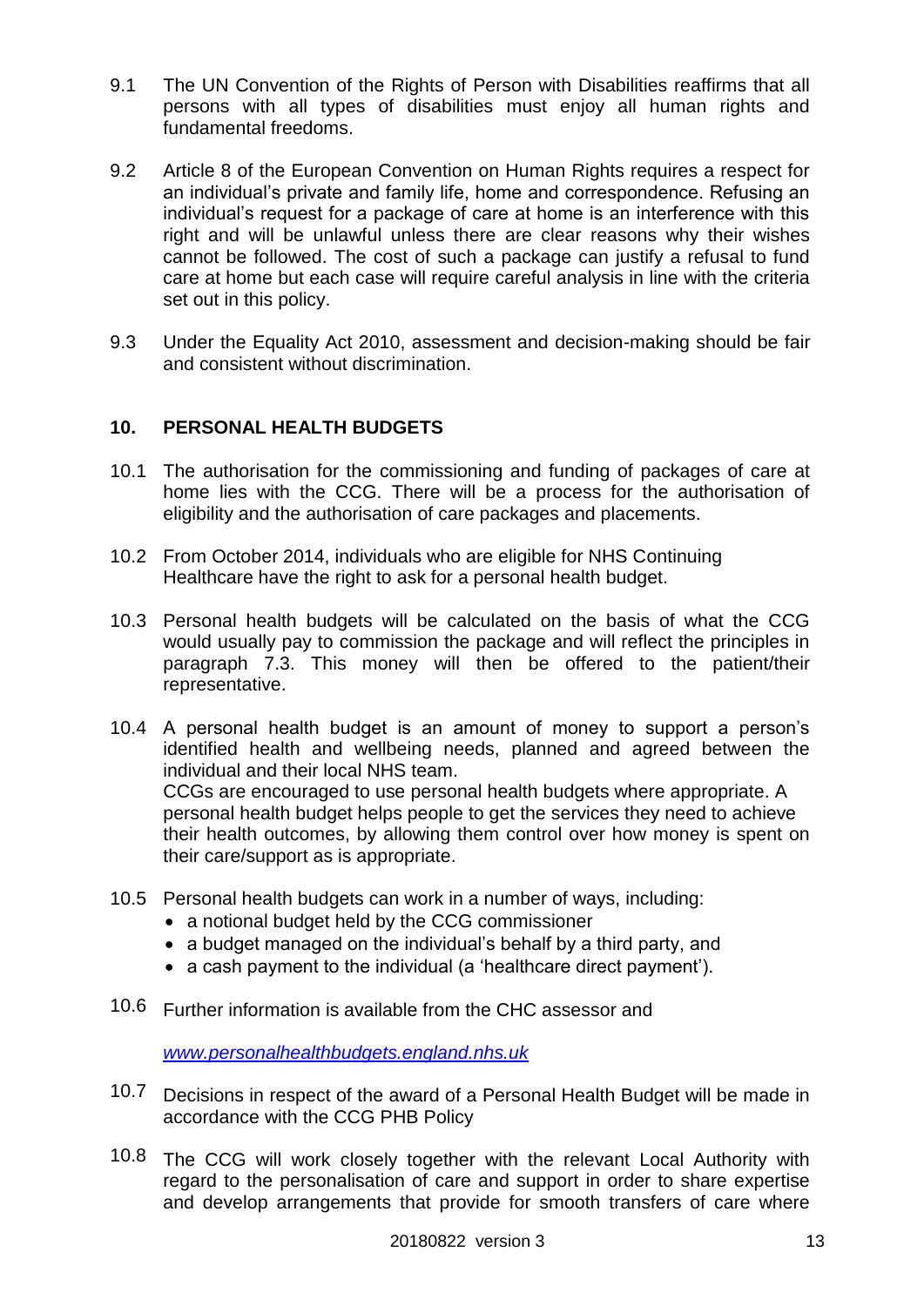9.1 The UN Convention of the Rights of Person with Disabilities reaffirms that all persons with all types of disabilities must enjoy all human rights and fundamental freedoms.

9.2 Article 8 of the European Convention on Human Rights requires a respect for an individual's private and family life, home and correspondence. Refusing an individual's request for a package of care at home is an interference with this right and will be unlawful unless there are clear reasons why their wishes cannot be followed. The cost of such a package can justify a refusal to fund care at home but each case will require careful analysis in line with the criteria set out in this policy.

9.3 Under the Equality Act 2010, assessment and decision-making should be fair and consistent without discrimination.

## 10. PERSONAL HEALTH BUDGETS

10.1 The authorisation for the commissioning and funding of packages of care at home lies with the CCG. There will be a process for the authorisation of eligibility and the authorisation of care packages and placements.

10.2 From October 2014, individuals who are eligible for NHS Continuing Healthcare have the right to ask for a personal health budget.

10.3 Personal health budgets will be calculated on the basis of what the CCG would usually pay to commission the package and will reflect the principles in paragraph 7.3. This money will then be offered to the patient/their representative.

10.4 A personal health budget is an amount of money to support a person's identified health and wellbeing needs, planned and agreed between the individual and their local NHS team.
CCGs are encouraged to use personal health budgets where appropriate. A personal health budget helps people to get the services they need to achieve their health outcomes, by allowing them control over how money is spent on their care/support as is appropriate.

10.5 Personal health budgets can work in a number of ways, including:

- a notional budget held by the CCG commissioner
- a budget managed on the individual's behalf by a third party, and
- a cash payment to the individual (a 'healthcare direct payment').

10.6 Further information is available from the CHC assessor and

*www.personalhealthbudgets.england.nhs.uk*

10.7 Decisions in respect of the award of a Personal Health Budget will be made in accordance with the CCG PHB Policy

10.8 The CCG will work closely together with the relevant Local Authority with regard to the personalisation of care and support in order to share expertise and develop arrangements that provide for smooth transfers of care where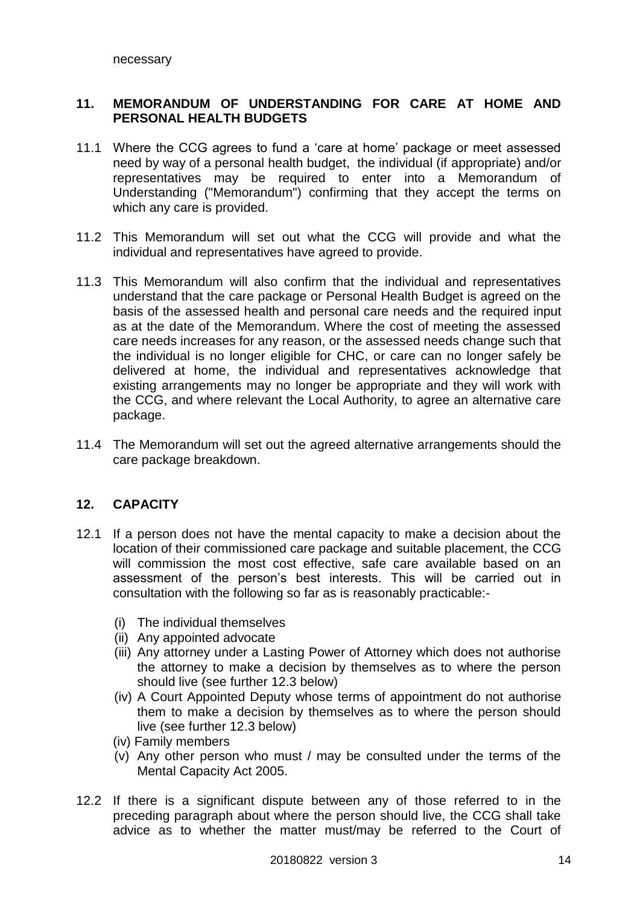necessary

## 11. MEMORANDUM OF UNDERSTANDING FOR CARE AT HOME AND PERSONAL HEALTH BUDGETS

11.1 Where the CCG agrees to fund a 'care at home' package or meet assessed need by way of a personal health budget, the individual (if appropriate) and/or representatives may be required to enter into a Memorandum of Understanding ("Memorandum") confirming that they accept the terms on which any care is provided.

11.2 This Memorandum will set out what the CCG will provide and what the individual and representatives have agreed to provide.

11.3 This Memorandum will also confirm that the individual and representatives understand that the care package or Personal Health Budget is agreed on the basis of the assessed health and personal care needs and the required input as at the date of the Memorandum. Where the cost of meeting the assessed care needs increases for any reason, or the assessed needs change such that the individual is no longer eligible for CHC, or care can no longer safely be delivered at home, the individual and representatives acknowledge that existing arrangements may no longer be appropriate and they will work with the CCG, and where relevant the Local Authority, to agree an alternative care package.

11.4 The Memorandum will set out the agreed alternative arrangements should the care package breakdown.

## 12. CAPACITY

12.1 If a person does not have the mental capacity to make a decision about the location of their commissioned care package and suitable placement, the CCG will commission the most cost effective, safe care available based on an assessment of the person's best interests. This will be carried out in consultation with the following so far as is reasonably practicable:-

(i) The individual themselves
(ii) Any appointed advocate
(iii) Any attorney under a Lasting Power of Attorney which does not authorise the attorney to make a decision by themselves as to where the person should live (see further 12.3 below)
(iv) A Court Appointed Deputy whose terms of appointment do not authorise them to make a decision by themselves as to where the person should live (see further 12.3 below)
(iv) Family members
(v) Any other person who must / may be consulted under the terms of the Mental Capacity Act 2005.

12.2 If there is a significant dispute between any of those referred to in the preceding paragraph about where the person should live, the CCG shall take advice as to whether the matter must/may be referred to the Court of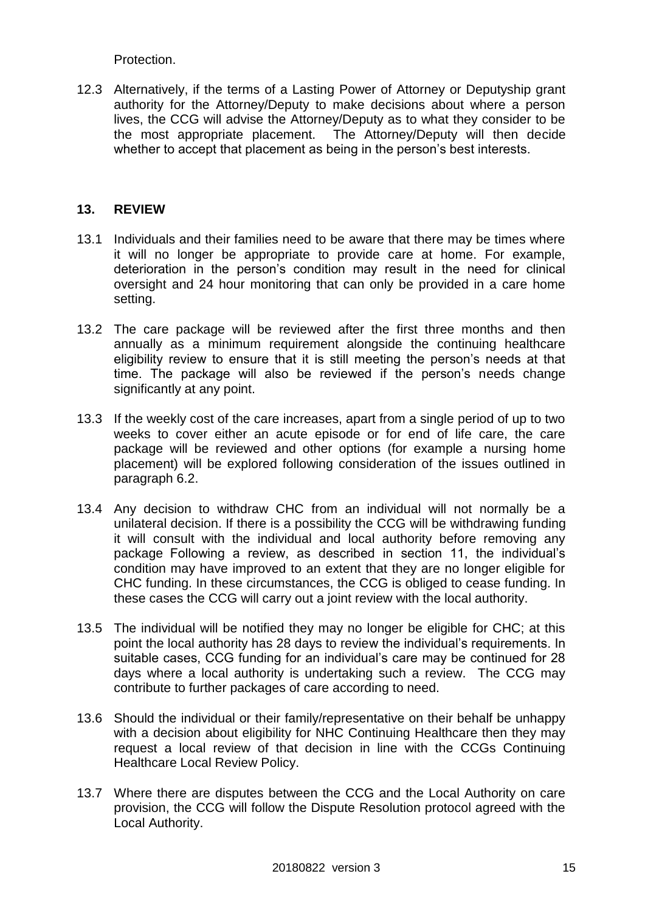Protection.

12.3 Alternatively, if the terms of a Lasting Power of Attorney or Deputyship grant authority for the Attorney/Deputy to make decisions about where a person lives, the CCG will advise the Attorney/Deputy as to what they consider to be the most appropriate placement. The Attorney/Deputy will then decide whether to accept that placement as being in the person's best interests.

## 13. REVIEW

13.1 Individuals and their families need to be aware that there may be times where it will no longer be appropriate to provide care at home. For example, deterioration in the person's condition may result in the need for clinical oversight and 24 hour monitoring that can only be provided in a care home setting.

13.2 The care package will be reviewed after the first three months and then annually as a minimum requirement alongside the continuing healthcare eligibility review to ensure that it is still meeting the person's needs at that time. The package will also be reviewed if the person's needs change significantly at any point.

13.3 If the weekly cost of the care increases, apart from a single period of up to two weeks to cover either an acute episode or for end of life care, the care package will be reviewed and other options (for example a nursing home placement) will be explored following consideration of the issues outlined in paragraph 6.2.

13.4 Any decision to withdraw CHC from an individual will not normally be a unilateral decision. If there is a possibility the CCG will be withdrawing funding it will consult with the individual and local authority before removing any package Following a review, as described in section 11, the individual's condition may have improved to an extent that they are no longer eligible for CHC funding. In these circumstances, the CCG is obliged to cease funding. In these cases the CCG will carry out a joint review with the local authority.

13.5 The individual will be notified they may no longer be eligible for CHC; at this point the local authority has 28 days to review the individual's requirements. In suitable cases, CCG funding for an individual's care may be continued for 28 days where a local authority is undertaking such a review. The CCG may contribute to further packages of care according to need.

13.6 Should the individual or their family/representative on their behalf be unhappy with a decision about eligibility for NHC Continuing Healthcare then they may request a local review of that decision in line with the CCGs Continuing Healthcare Local Review Policy.

13.7 Where there are disputes between the CCG and the Local Authority on care provision, the CCG will follow the Dispute Resolution protocol agreed with the Local Authority.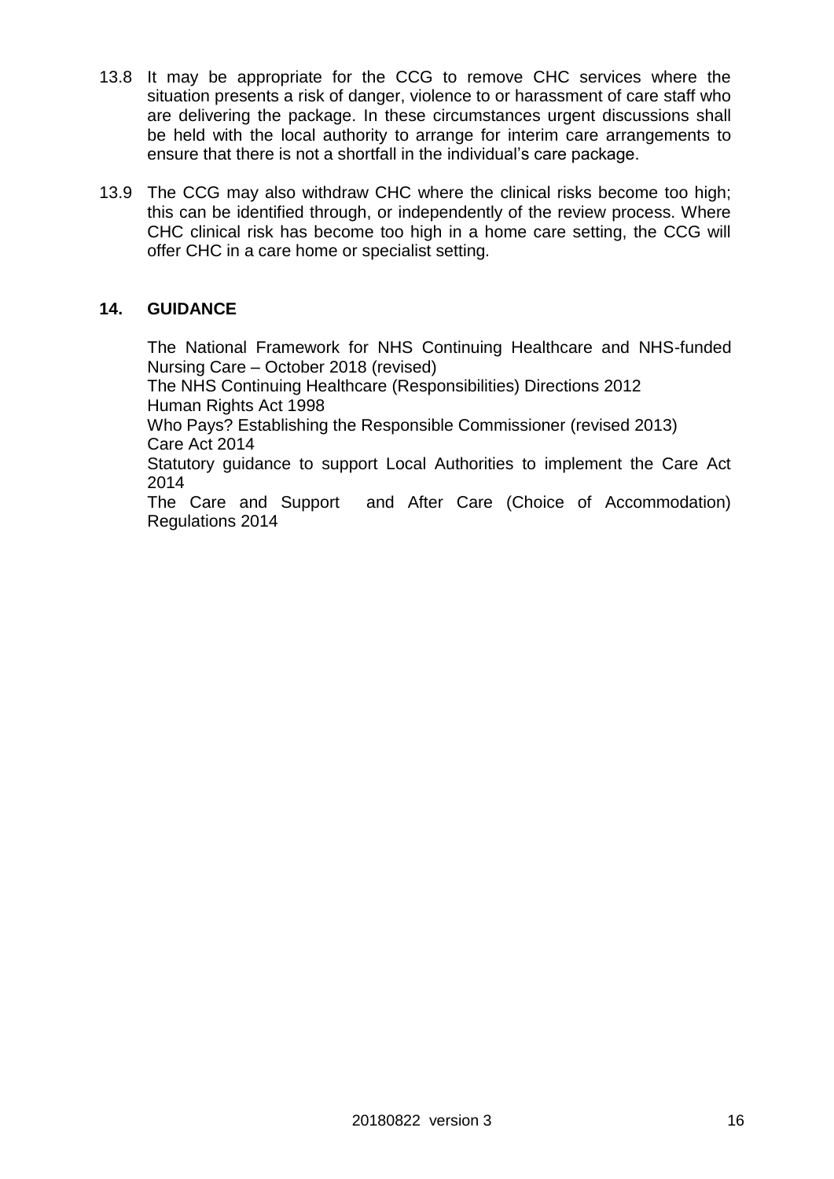13.8 It may be appropriate for the CCG to remove CHC services where the situation presents a risk of danger, violence to or harassment of care staff who are delivering the package. In these circumstances urgent discussions shall be held with the local authority to arrange for interim care arrangements to ensure that there is not a shortfall in the individual's care package.

13.9 The CCG may also withdraw CHC where the clinical risks become too high; this can be identified through, or independently of the review process. Where CHC clinical risk has become too high in a home care setting, the CCG will offer CHC in a care home or specialist setting.

## 14. GUIDANCE

The National Framework for NHS Continuing Healthcare and NHS-funded Nursing Care – October 2018 (revised)
The NHS Continuing Healthcare (Responsibilities) Directions 2012
Human Rights Act 1998
Who Pays? Establishing the Responsible Commissioner (revised 2013)
Care Act 2014
Statutory guidance to support Local Authorities to implement the Care Act 2014
The Care and Support and After Care (Choice of Accommodation) Regulations 2014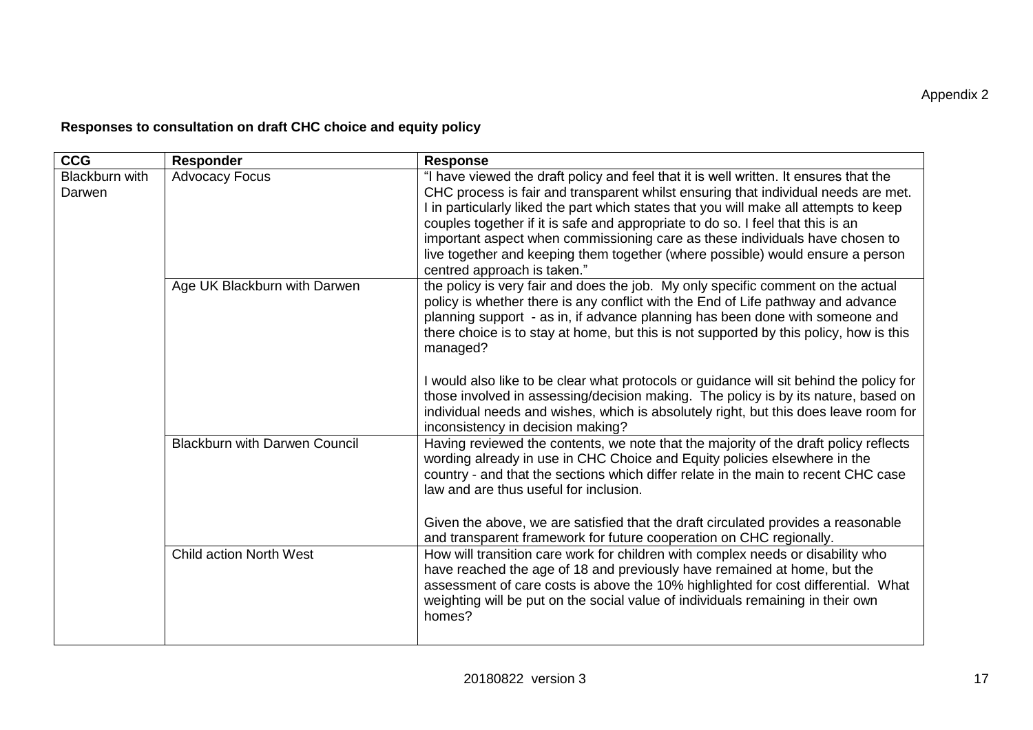Appendix 2

**Responses to consultation on draft CHC choice and equity policy**

| CCG | Responder | Response |
|---|---|---|
| Blackburn with Darwen | Advocacy Focus | "I have viewed the draft policy and feel that it is well written. It ensures that the CHC process is fair and transparent whilst ensuring that individual needs are met. I in particularly liked the part which states that you will make all attempts to keep couples together if it is safe and appropriate to do so. I feel that this is an important aspect when commissioning care as these individuals have chosen to live together and keeping them together (where possible) would ensure a person centred approach is taken." |
| | Age UK Blackburn with Darwen | the policy is very fair and does the job. My only specific comment on the actual policy is whether there is any conflict with the End of Life pathway and advance planning support - as in, if advance planning has been done with someone and there choice is to stay at home, but this is not supported by this policy, how is this managed?<br><br>I would also like to be clear what protocols or guidance will sit behind the policy for those involved in assessing/decision making. The policy is by its nature, based on individual needs and wishes, which is absolutely right, but this does leave room for inconsistency in decision making? |
| | Blackburn with Darwen Council | Having reviewed the contents, we note that the majority of the draft policy reflects wording already in use in CHC Choice and Equity policies elsewhere in the country - and that the sections which differ relate in the main to recent CHC case law and are thus useful for inclusion.<br><br>Given the above, we are satisfied that the draft circulated provides a reasonable and transparent framework for future cooperation on CHC regionally. |
| | Child action North West | How will transition care work for children with complex needs or disability who have reached the age of 18 and previously have remained at home, but the assessment of care costs is above the 10% highlighted for cost differential. What weighting will be put on the social value of individuals remaining in their own homes? |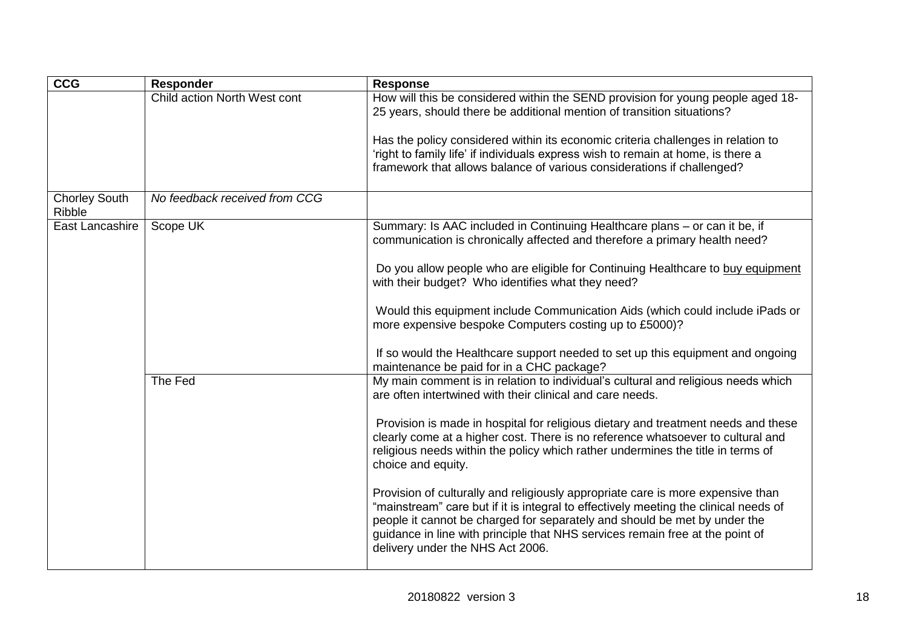| CCG | Responder | Response |
|---|---|---|
| | Child action North West cont | How will this be considered within the SEND provision for young people aged 18-25 years, should there be additional mention of transition situations?<br><br>Has the policy considered within its economic criteria challenges in relation to 'right to family life' if individuals express wish to remain at home, is there a framework that allows balance of various considerations if challenged? |
| Chorley South Ribble | *No feedback received from CCG* | |
| East Lancashire | Scope UK | Summary: Is AAC included in Continuing Healthcare plans – or can it be, if communication is chronically affected and therefore a primary health need?<br><br>Do you allow people who are eligible for Continuing Healthcare to buy equipment with their budget? Who identifies what they need?<br><br>Would this equipment include Communication Aids (which could include iPads or more expensive bespoke Computers costing up to £5000)?<br><br>If so would the Healthcare support needed to set up this equipment and ongoing maintenance be paid for in a CHC package? |
| | The Fed | My main comment is in relation to individual's cultural and religious needs which are often intertwined with their clinical and care needs.<br><br>Provision is made in hospital for religious dietary and treatment needs and these clearly come at a higher cost. There is no reference whatsoever to cultural and religious needs within the policy which rather undermines the title in terms of choice and equity.<br><br>Provision of culturally and religiously appropriate care is more expensive than "mainstream" care but if it is integral to effectively meeting the clinical needs of people it cannot be charged for separately and should be met by under the guidance in line with principle that NHS services remain free at the point of delivery under the NHS Act 2006. |

20180822 version 3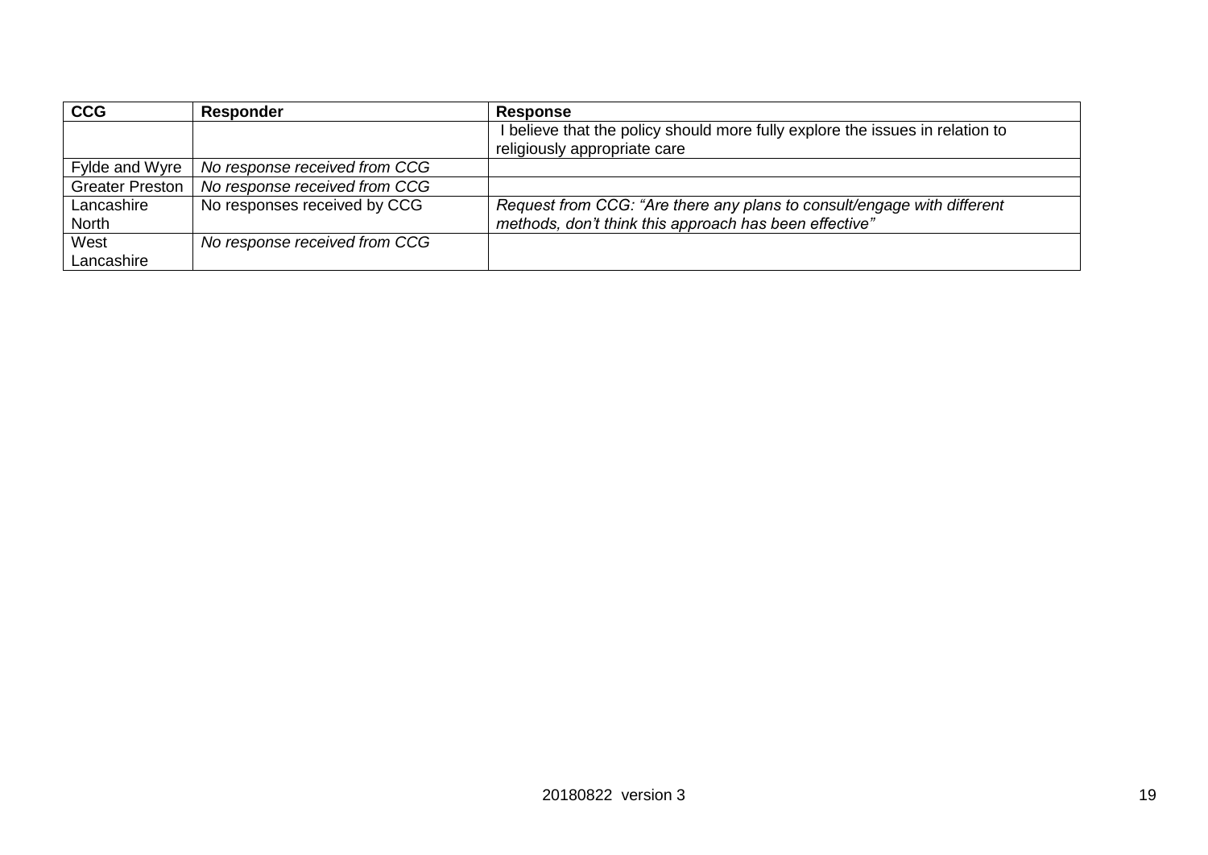| **CCG** | **Responder** | **Response** |
|---|---|---|
| | | I believe that the policy should more fully explore the issues in relation to religiously appropriate care |
| Fylde and Wyre | *No response received from CCG* | |
| Greater Preston | *No response received from CCG* | |
| Lancashire North | No responses received by CCG | *Request from CCG: "Are there any plans to consult/engage with different methods, don't think this approach has been effective"* |
| West Lancashire | *No response received from CCG* | |

20180822 version 3